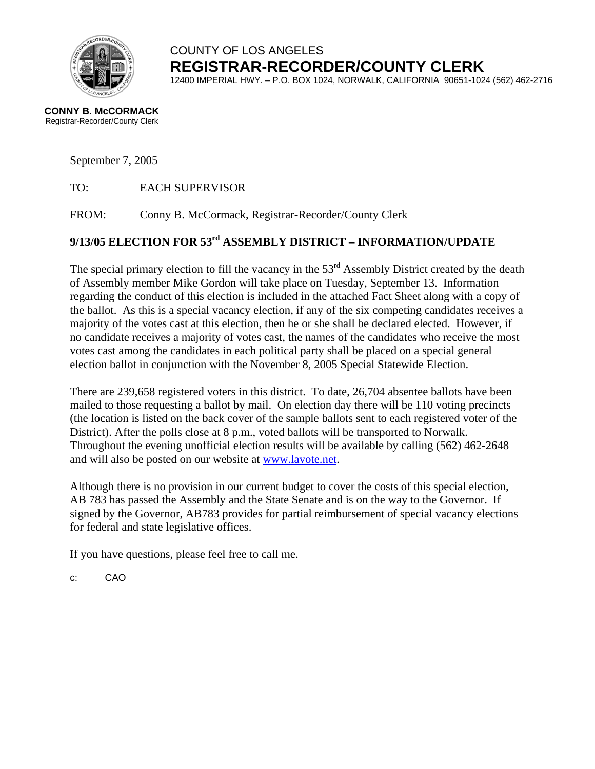COUNTY OF LOS ANGELES

# REGISTRAR-RECORDER/COUNTY CLERK

12400 IMPERIAL HWY. – P.O. BOX 1024, NORWALK, CALIFORNIA 90651-1024 (562) 462-2716

**CONNY B. McCORMACK**
Registrar-Recorder/County Clerk

September 7, 2005

TO: EACH SUPERVISOR

FROM: Conny B. McCormack, Registrar-Recorder/County Clerk

## 9/13/05 ELECTION FOR 53rd ASSEMBLY DISTRICT – INFORMATION/UPDATE

The special primary election to fill the vacancy in the 53rd Assembly District created by the death of Assembly member Mike Gordon will take place on Tuesday, September 13. Information regarding the conduct of this election is included in the attached Fact Sheet along with a copy of the ballot. As this is a special vacancy election, if any of the six competing candidates receives a majority of the votes cast at this election, then he or she shall be declared elected. However, if no candidate receives a majority of votes cast, the names of the candidates who receive the most votes cast among the candidates in each political party shall be placed on a special general election ballot in conjunction with the November 8, 2005 Special Statewide Election.

There are 239,658 registered voters in this district. To date, 26,704 absentee ballots have been mailed to those requesting a ballot by mail. On election day there will be 110 voting precincts (the location is listed on the back cover of the sample ballots sent to each registered voter of the District). After the polls close at 8 p.m., voted ballots will be transported to Norwalk. Throughout the evening unofficial election results will be available by calling (562) 462-2648 and will also be posted on our website at www.lavote.net.

Although there is no provision in our current budget to cover the costs of this special election, AB 783 has passed the Assembly and the State Senate and is on the way to the Governor. If signed by the Governor, AB783 provides for partial reimbursement of special vacancy elections for federal and state legislative offices.

If you have questions, please feel free to call me.

c: CAO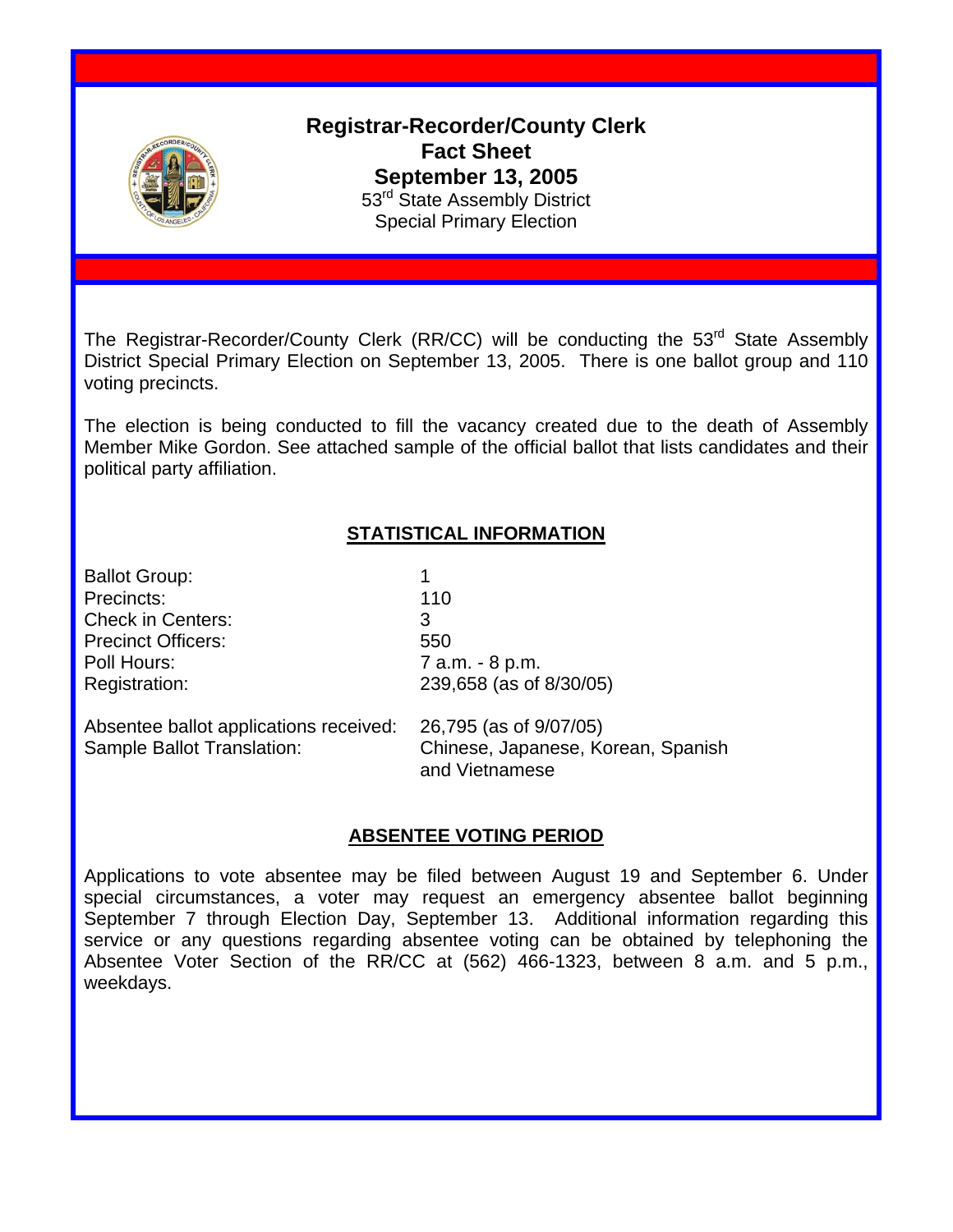# Registrar-Recorder/County Clerk Fact Sheet September 13, 2005

53rd State Assembly District
Special Primary Election

The Registrar-Recorder/County Clerk (RR/CC) will be conducting the 53rd State Assembly District Special Primary Election on September 13, 2005. There is one ballot group and 110 voting precincts.

The election is being conducted to fill the vacancy created due to the death of Assembly Member Mike Gordon. See attached sample of the official ballot that lists candidates and their political party affiliation.

## STATISTICAL INFORMATION

| | |
|---|---|
| Ballot Group: | 1 |
| Precincts: | 110 |
| Check in Centers: | 3 |
| Precinct Officers: | 550 |
| Poll Hours: | 7 a.m. - 8 p.m. |
| Registration: | 239,658 (as of 8/30/05) |
| Absentee ballot applications received: | 26,795 (as of 9/07/05) |
| Sample Ballot Translation: | Chinese, Japanese, Korean, Spanish and Vietnamese |

## ABSENTEE VOTING PERIOD

Applications to vote absentee may be filed between August 19 and September 6. Under special circumstances, a voter may request an emergency absentee ballot beginning September 7 through Election Day, September 13. Additional information regarding this service or any questions regarding absentee voting can be obtained by telephoning the Absentee Voter Section of the RR/CC at (562) 466-1323, between 8 a.m. and 5 p.m., weekdays.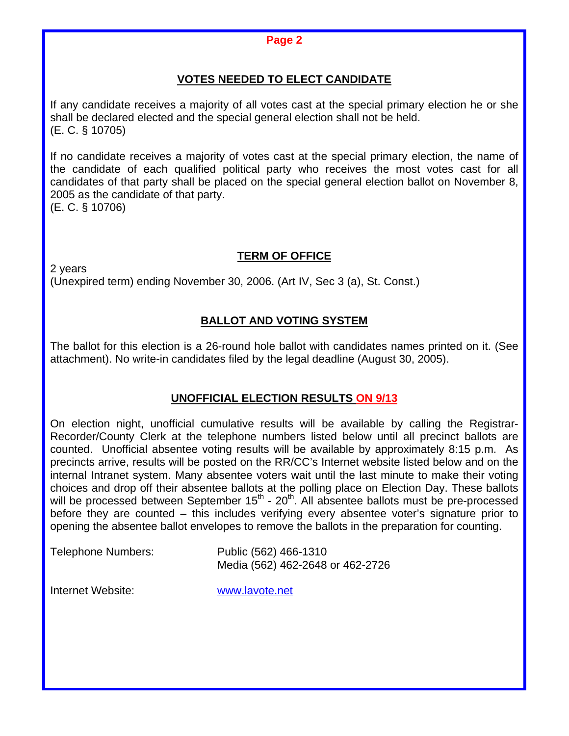## VOTES NEEDED TO ELECT CANDIDATE

If any candidate receives a majority of all votes cast at the special primary election he or she shall be declared elected and the special general election shall not be held.
(E. C. § 10705)

If no candidate receives a majority of votes cast at the special primary election, the name of the candidate of each qualified political party who receives the most votes cast for all candidates of that party shall be placed on the special general election ballot on November 8, 2005 as the candidate of that party.
(E. C. § 10706)

## TERM OF OFFICE

2 years
(Unexpired term) ending November 30, 2006. (Art IV, Sec 3 (a), St. Const.)

## BALLOT AND VOTING SYSTEM

The ballot for this election is a 26-round hole ballot with candidates names printed on it. (See attachment). No write-in candidates filed by the legal deadline (August 30, 2005).

## UNOFFICIAL ELECTION RESULTS ON 9/13

On election night, unofficial cumulative results will be available by calling the Registrar-Recorder/County Clerk at the telephone numbers listed below until all precinct ballots are counted. Unofficial absentee voting results will be available by approximately 8:15 p.m. As precincts arrive, results will be posted on the RR/CC's Internet website listed below and on the internal Intranet system. Many absentee voters wait until the last minute to make their voting choices and drop off their absentee ballots at the polling place on Election Day. These ballots will be processed between September 15th - 20th. All absentee ballots must be pre-processed before they are counted – this includes verifying every absentee voter's signature prior to opening the absentee ballot envelopes to remove the ballots in the preparation for counting.

Telephone Numbers: Public (562) 466-1310
Media (562) 462-2648 or 462-2726

Internet Website: www.lavote.net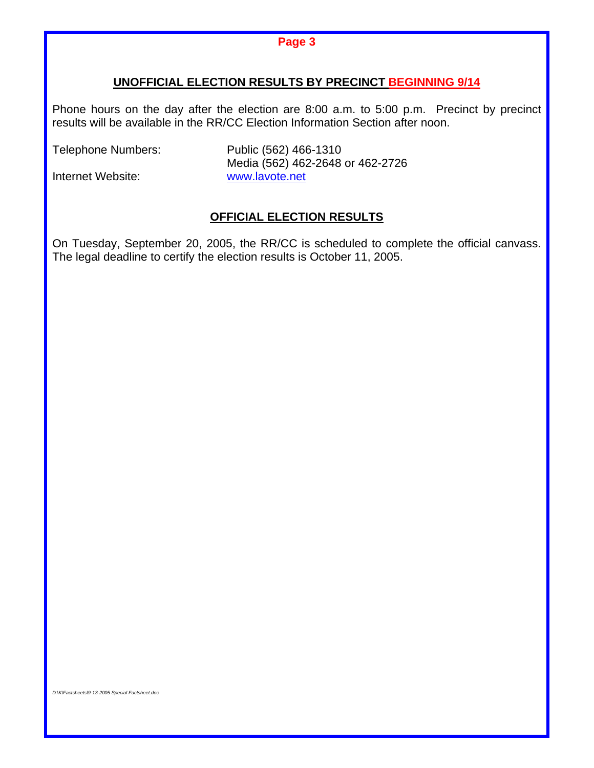## UNOFFICIAL ELECTION RESULTS BY PRECINCT BEGINNING 9/14

Phone hours on the day after the election are 8:00 a.m. to 5:00 p.m. Precinct by precinct results will be available in the RR/CC Election Information Section after noon.

| | |
|---|---|
| Telephone Numbers: | Public (562) 466-1310 |
| | Media (562) 462-2648 or 462-2726 |
| Internet Website: | www.lavote.net |

## OFFICIAL ELECTION RESULTS

On Tuesday, September 20, 2005, the RR/CC is scheduled to complete the official canvass. The legal deadline to certify the election results is October 11, 2005.

*D:\K\Factsheets\9-13-2005 Special Factsheet.doc*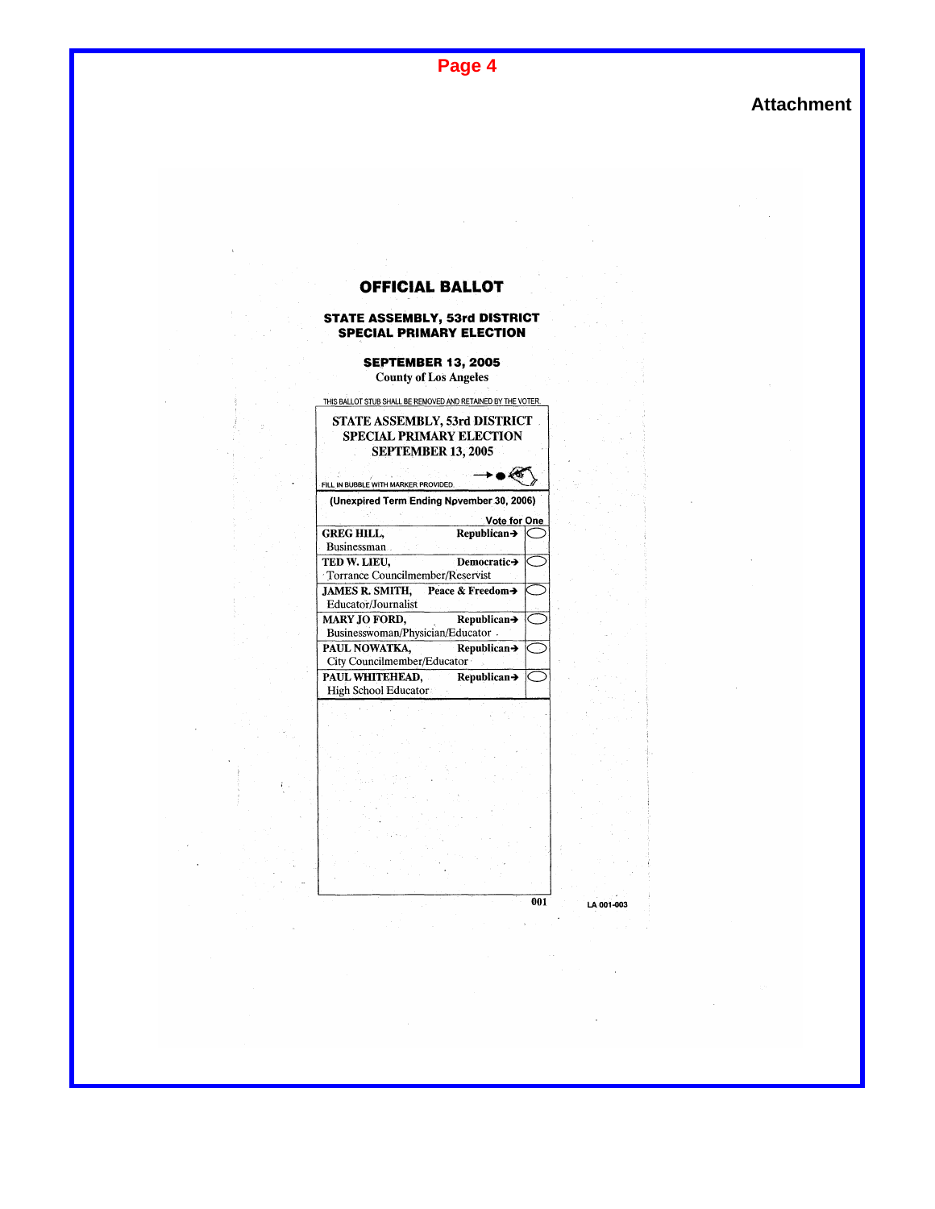**Attachment**

# OFFICIAL BALLOT

## STATE ASSEMBLY, 53rd DISTRICT
## SPECIAL PRIMARY ELECTION

**SEPTEMBER 13, 2005**
County of Los Angeles

THIS BALLOT STUB SHALL BE REMOVED AND RETAINED BY THE VOTER.

**STATE ASSEMBLY, 53rd DISTRICT**
**SPECIAL PRIMARY ELECTION**
**SEPTEMBER 13, 2005**

FILL IN BUBBLE WITH MARKER PROVIDED

**(Unexpired Term Ending November 30, 2006)**

**Vote for One**

| | | |
|---|---|---|
| **GREG HILL,** Businessman | **Republican→** | ◯ |
| **TED W. LIEU,** Torrance Councilmember/Reservist | **Democratic→** | ◯ |
| **JAMES R. SMITH,** Educator/Journalist | **Peace & Freedom→** | ◯ |
| **MARY JO FORD,** Businesswoman/Physician/Educator | **Republican→** | ◯ |
| **PAUL NOWATKA,** City Councilmember/Educator | **Republican→** | ◯ |
| **PAUL WHITEHEAD,** High School Educator | **Republican→** | ◯ |

001

LA 001-003